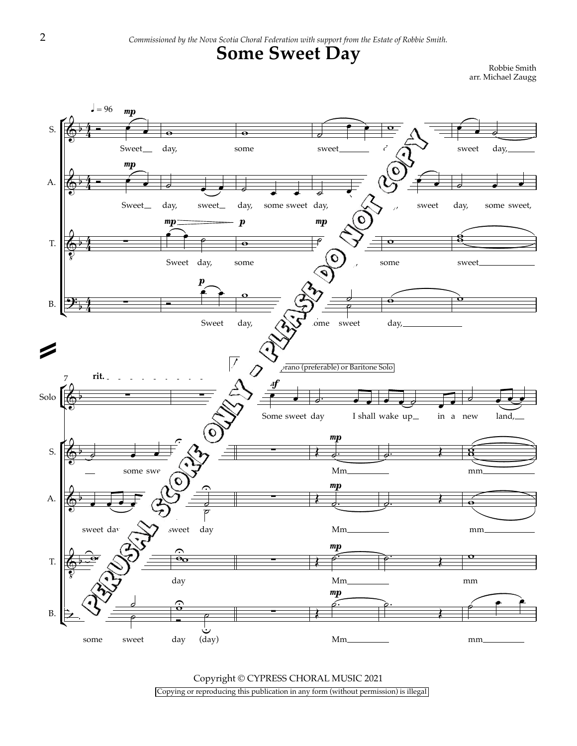*Commissioned by the Nova Scotia Choral Federation with support from the Estate of Robbie Smith.*

# Some Sweet Day

Robbie Smith
arr. Michael Zaugg

Copyright © CYPRESS CHORAL MUSIC 2021

Copying or reproducing this publication in any form (without permission) is illegal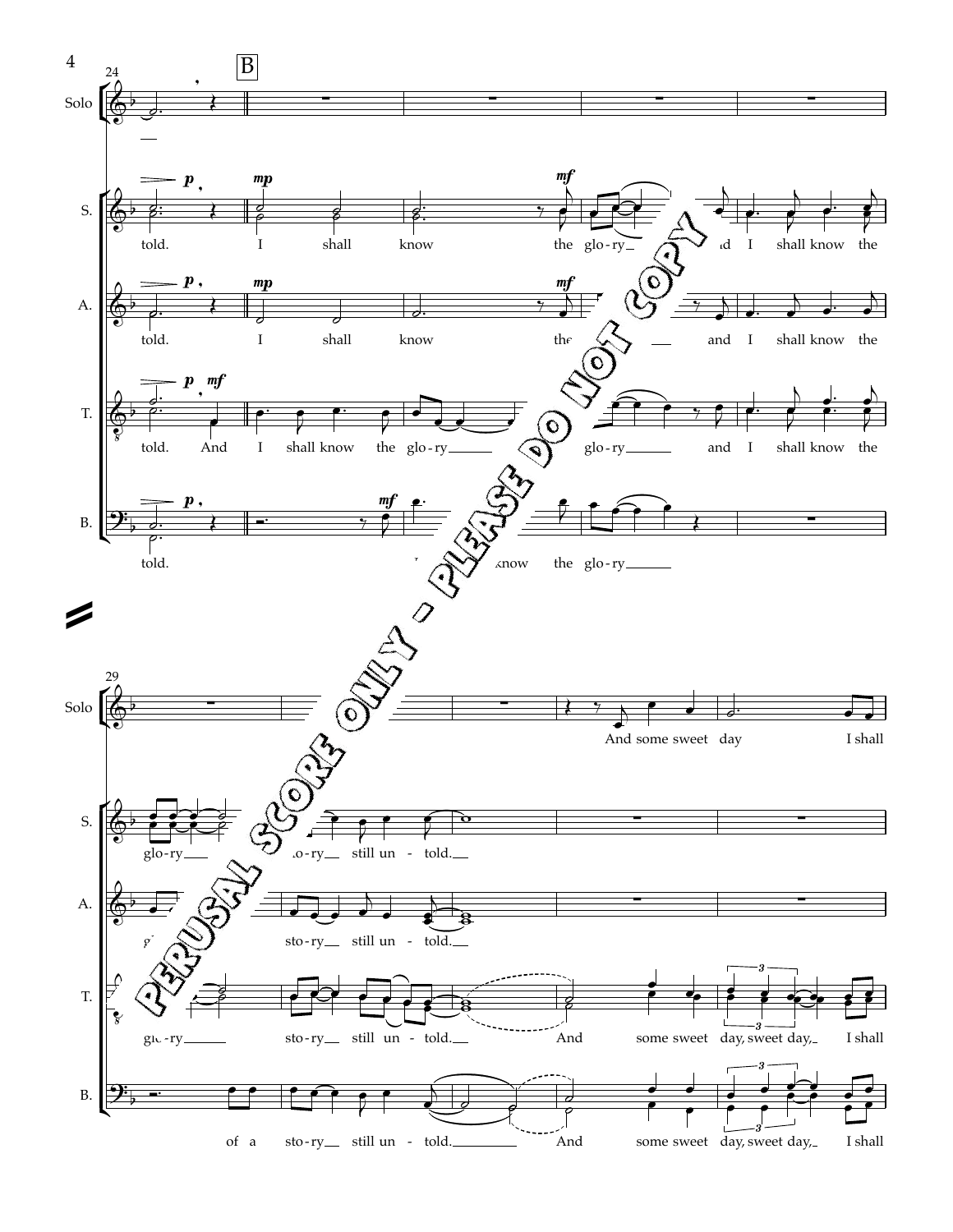B

PERUSAL SCORE ONLY - PLEASE DO NOT COPY

24

Solo

S. — told. I shall know the glo-ry and I shall know the

A. — told. I shall know the and I shall know the

T. — told. And I shall know the glo-ry glo-ry and I shall know the

B. — told. know the glo-ry

29

Solo — And some sweet day I shall

S. — glo-ry glo-ry still un - told.

A. — sto-ry still un - told.

T. — glo-ry sto-ry still un - told. And some sweet day, sweet day, I shall

B. — of a sto-ry still un - told. And some sweet day, sweet day, I shall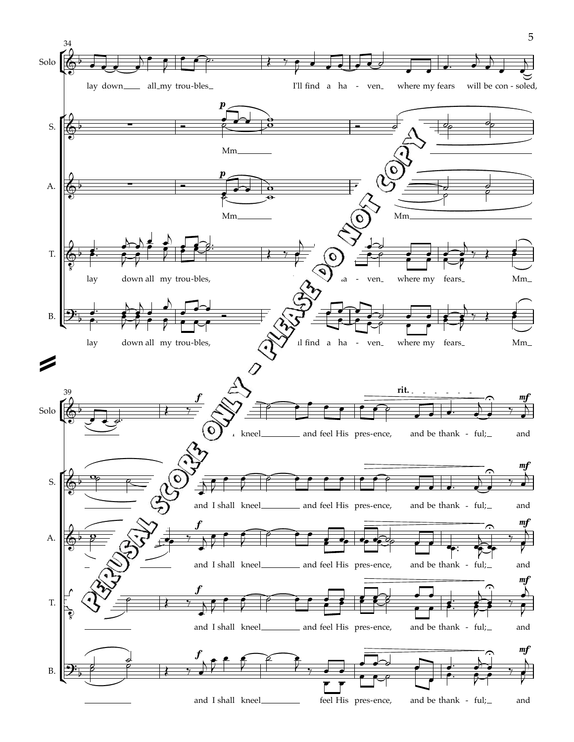PERUSAL SCORE ONLY - PLEASE DO NOT COPY

34

Solo: lay down all my trou-bles I'll find a ha - ven where my fears will be con - soled,

S.: *p* Mm

A.: *p* Mm Mm

T.: lay down all my trou-bles, ...a - ven where my fears Mm

B.: lay down all my trou-bles, ...ll find a ha - ven where my fears Mm

39

Solo: *f* ...kneel and feel His pres-ence, and be thank - ful; *mf* and

S.: and I shall kneel and feel His pres-ence, and be thank - ful; *mf* and

A.: *f* and I shall kneel and feel His pres-ence, and be thank - ful; *mf* and

T.: *f* and I shall kneel and feel His pres-ence, and be thank - ful; *mf* and

B.: *f* and I shall kneel feel His pres-ence, and be thank - ful; *mf* and

rit.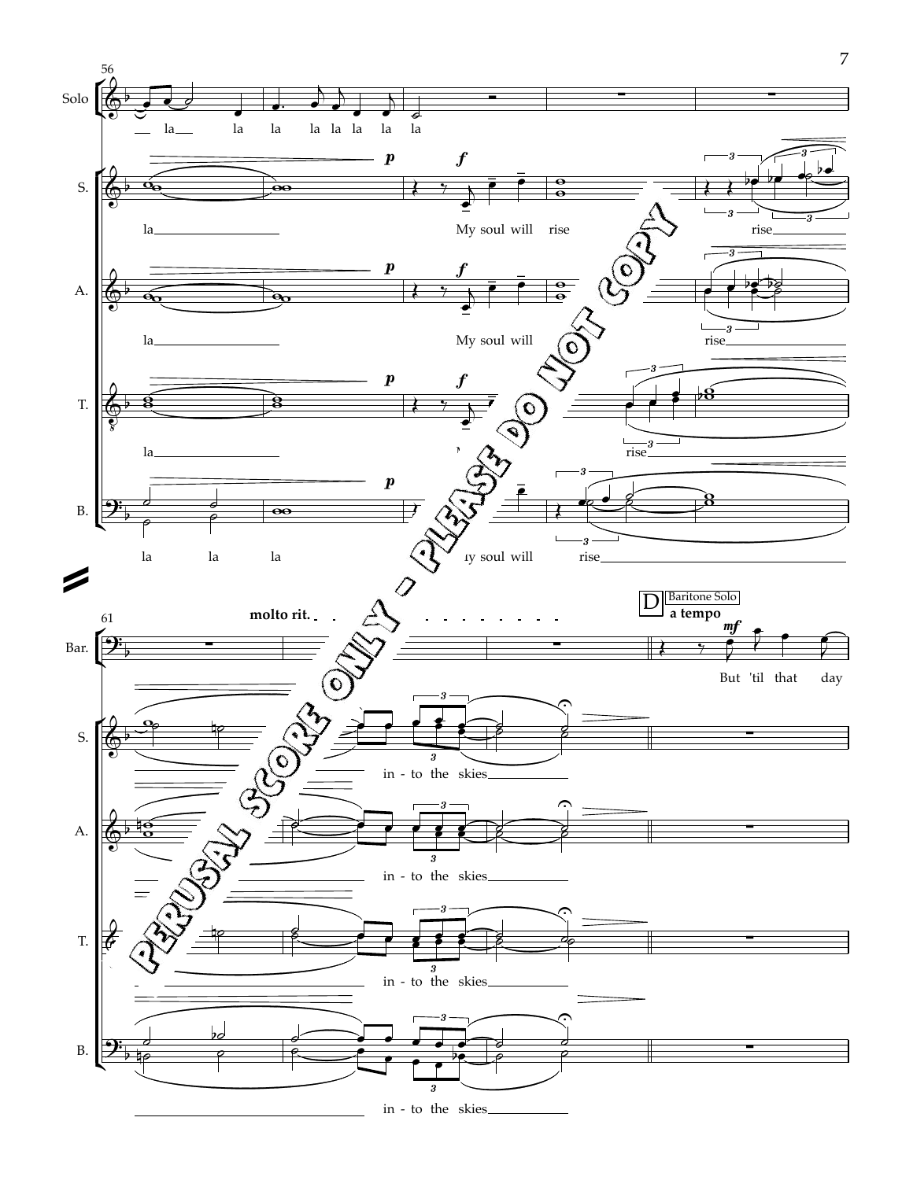56

Solo: la la la la la la la la la

S. (*p*, *f*): la My soul will rise rise

A. (*p*, *f*): la My soul will rise

T. (*p*, *f*): la rise

B. (*p*): la la la my soul will rise

PERUSAL SCORE ONLY - PLEASE DO NOT COPY

61

**molto rit.**

**D** Baritone Solo **a tempo**

Bar. (*mf*): But 'til that day

S.: in - to the skies

A.: in - to the skies

T.: in - to the skies

B.: in - to the skies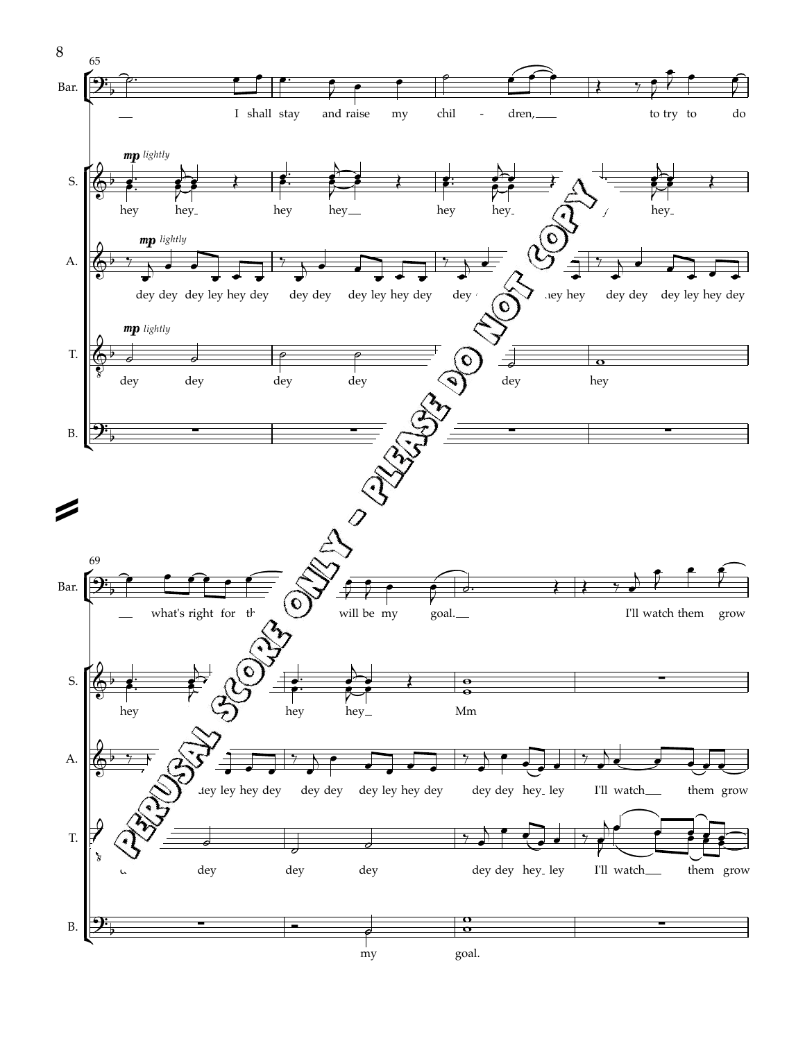PERUSAL SCORE ONLY - PLEASE DO NOT COPY

**Measures 65–68**

Bar.: I shall stay and raise my chil - dren, to try to do

S. (*mp lightly*): hey hey hey hey hey hey hey

A. (*mp lightly*): dey dey dey ley hey dey dey dey dey ley hey dey dey hey hey dey dey dey ley hey dey

T. (*mp lightly*): dey dey dey dey dey hey

B.: (rest)

**Measures 69–72**

Bar.: what's right for will be my goal. I'll watch them grow

S.: hey hey hey Mm

A.: dey ley hey dey dey dey dey ley hey dey dey dey hey ley I'll watch them grow

T.: dey dey dey dey dey hey ley I'll watch them grow

B.: my goal.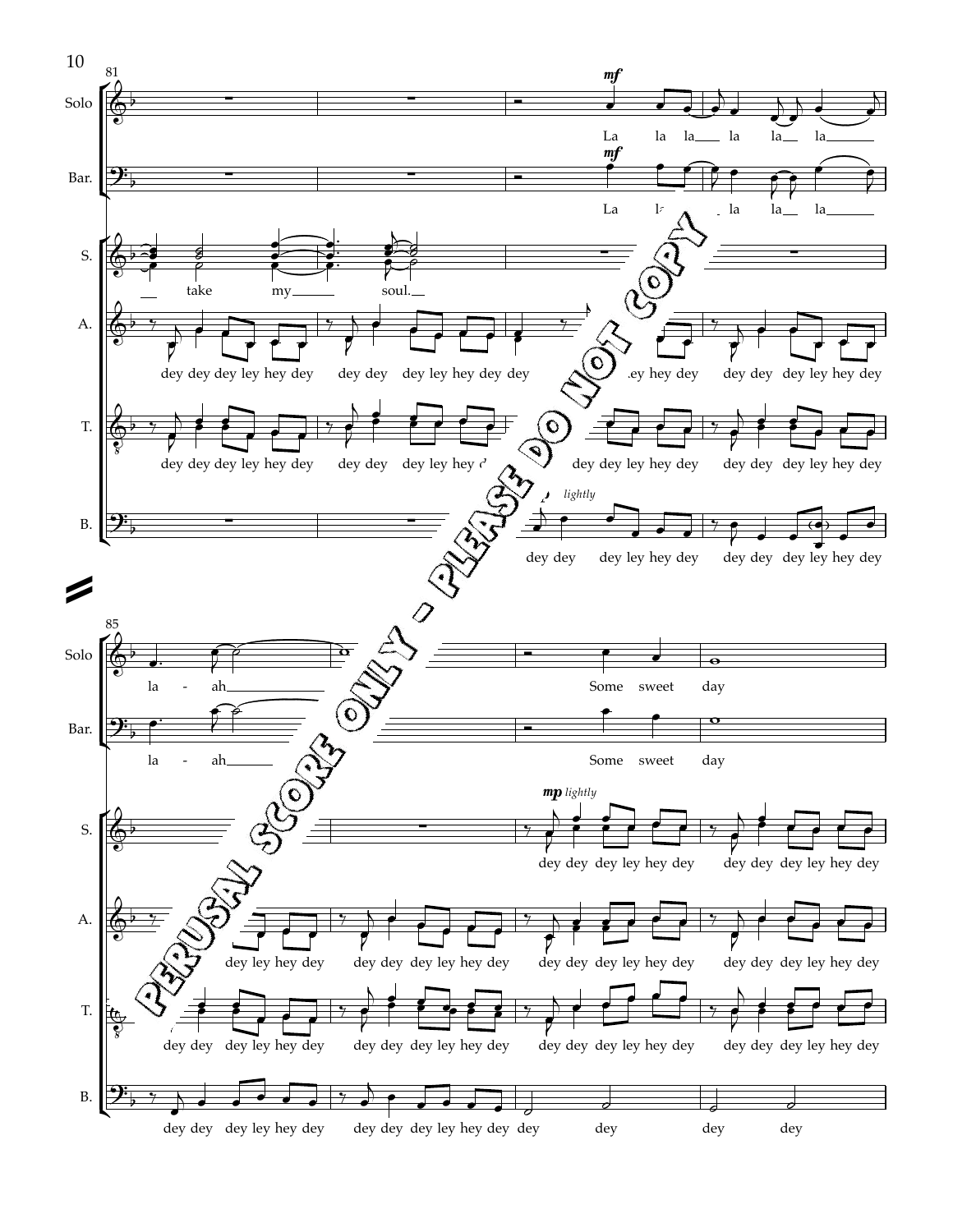PERUSAL SCORE ONLY - PLEASE DO NOT COPY

**Measures 81–84**

Solo (*mf*): La la la la la la

Bar. (*mf*): La la la la la la

S.: take my soul.

A.: dey dey dey ley hey dey dey dey dey ley hey dey dey ... ley hey dey dey dey dey ley hey dey

T.: dey dey dey ley hey dey dey dey dey ley hey d... dey dey ley hey dey dey dey dey ley hey dey

B. (*lightly*): dey dey dey ley hey dey dey dey dey ley hey dey

**Measures 85–88**

Solo: la - ah Some sweet day

Bar.: la - ah Some sweet day

S. (*mp lightly*): dey dey dey ley hey dey dey dey dey ley hey dey

A.: dey ley hey dey dey dey dey ley hey dey dey dey dey ley hey dey dey dey dey ley hey dey

T.: dey dey dey ley hey dey dey dey dey ley hey dey dey dey dey ley hey dey dey dey dey ley hey dey

B.: dey dey dey ley hey dey dey dey dey ley hey dey dey dey dey dey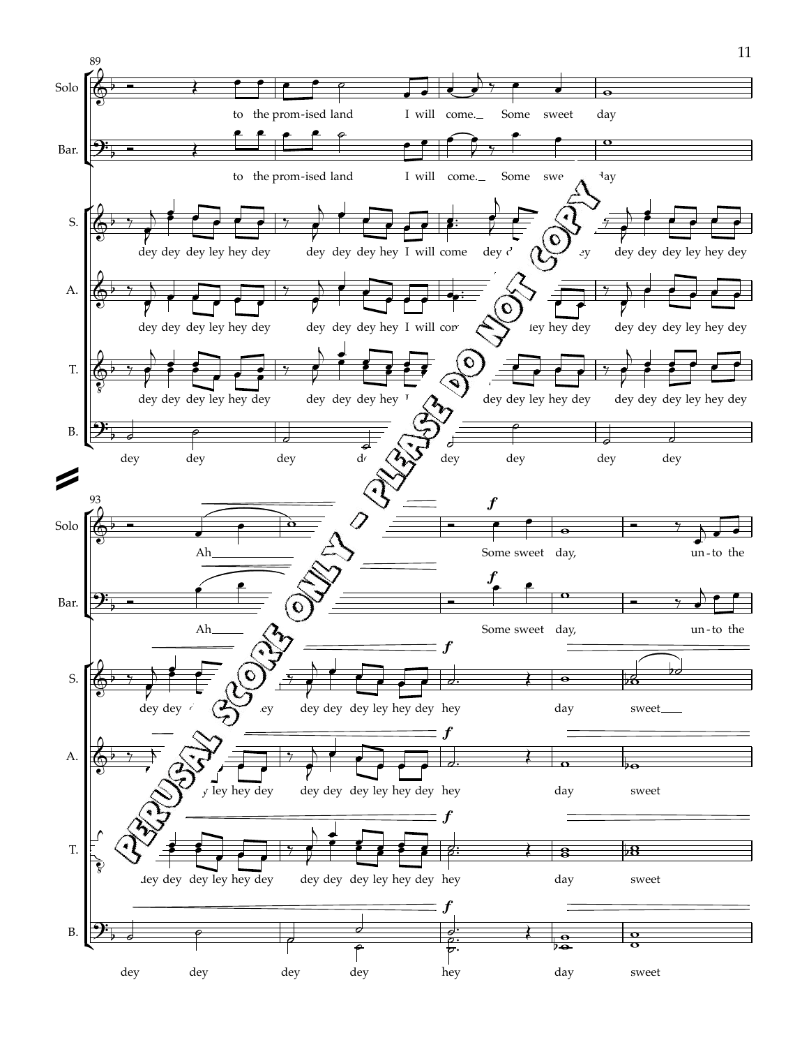**89**

**Solo:** to the prom-ised land I will come. Some sweet day

**Bar.:** to the prom-ised land I will come. Some sweet day

**S.:** dey dey dey ley hey dey dey dey dey hey I will come dey dey ley hey dey dey dey dey ley hey dey

**A.:** dey dey dey ley hey dey dey dey dey hey I will come dey ley hey dey dey dey dey ley hey dey

**T.:** dey dey dey ley hey dey dey dey dey hey I will come dey dey ley hey dey dey dey dey ley hey dey

**B.:** dey dey dey dey dey dey dey dey

**93**

**Solo:** Ah *f* Some sweet day, un-to the

**Bar.:** Ah *f* Some sweet day, un-to the

**S.:** dey dey dey ley hey dey dey dey dey ley hey dey *f* hey day sweet

**A.:** dey dey dey ley hey dey dey dey dey ley hey dey *f* hey day sweet

**T.:** dey dey dey ley hey dey dey dey dey ley hey dey *f* hey day sweet

**B.:** dey dey dey dey *f* hey day sweet

PERUSAL SCORE ONLY - PLEASE DO NOT COPY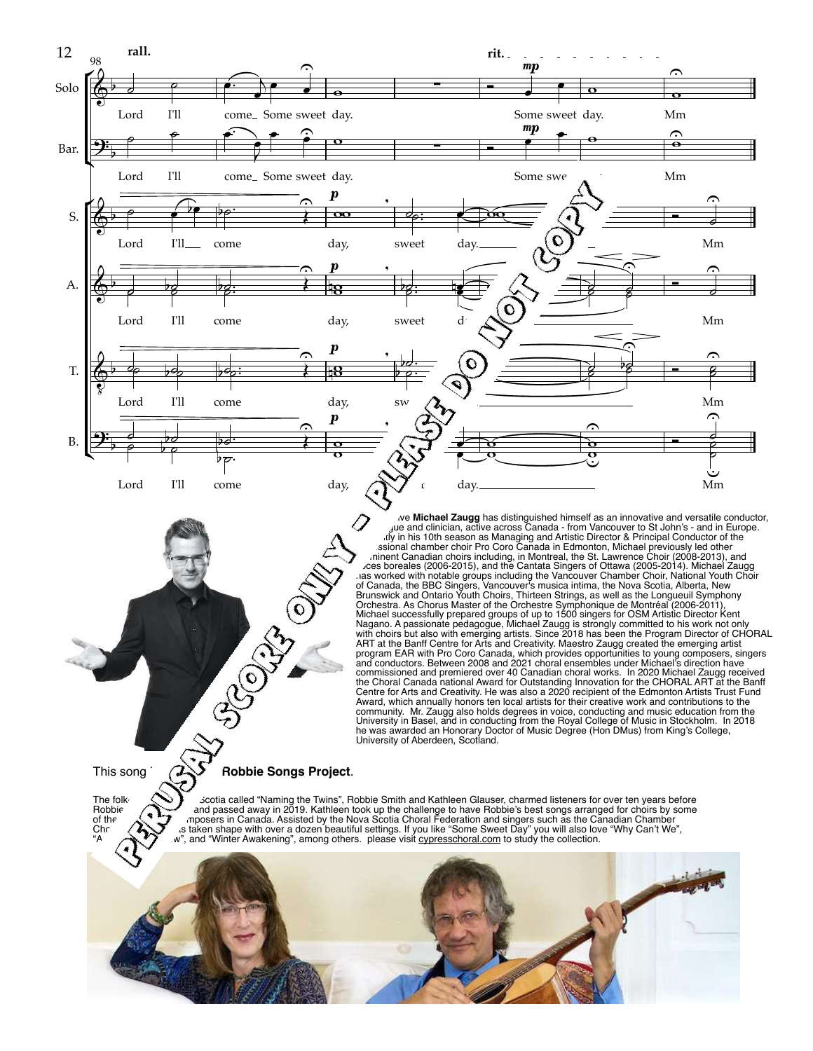PERUSAL SCORE ONLY – PLEASE DO NOT COPY

…ve **Michael Zaugg** has distinguished himself as an innovative and versatile conductor, …gue and clinician, active across Canada - from Vancouver to St John's - and in Europe. …tly in his 10th season as Managing and Artistic Director & Principal Conductor of the …ssional chamber choir Pro Coro Canada in Edmonton, Michael previously led other …minent Canadian choirs including, in Montreal, the St. Lawrence Choir (2008-2013), and …oces boreales (2006-2015), and the Cantata Singers of Ottawa (2005-2014). Michael Zaugg …has worked with notable groups including the Vancouver Chamber Choir, National Youth Choir of Canada, the BBC Singers, Vancouver's musica intima, the Nova Scotia, Alberta, New Brunswick and Ontario Youth Choirs, Thirteen Strings, as well as the Longueuil Symphony Orchestra. As Chorus Master of the Orchestre Symphonique de Montréal (2006-2011), Michael successfully prepared groups of up to 1500 singers for OSM Artistic Director Kent Nagano. A passionate pedagogue, Michael Zaugg is strongly committed to his work not only with choirs but also with emerging artists. Since 2018 has been the Program Director of CHORAL ART at the Banff Centre for Arts and Creativity. Maestro Zaugg created the emerging artist program EAR with Pro Coro Canada, which provides opportunities to young composers, singers and conductors. Between 2008 and 2021 choral ensembles under Michael's direction have commissioned and premiered over 40 Canadian choral works. In 2020 Michael Zaugg received the Choral Canada national Award for Outstanding Innovation for the CHORAL ART at the Banff Centre for Arts and Creativity. He was also a 2020 recipient of the Edmonton Artists Trust Fund Award, which annually honors ten local artists for their creative work and contributions to the community. Mr. Zaugg also holds degrees in voice, conducting and music education from the University in Basel, and in conducting from the Royal College of Music in Stockholm. In 2018 he was awarded an Honorary Doctor of Music Degree (Hon DMus) from King's College, University of Aberdeen, Scotland.

This song … **Robbie Songs Project**.

The folk… Scotia called "Naming the Twins", Robbie Smith and Kathleen Glauser, charmed listeners for over ten years before Robbie… and passed away in 2019. Kathleen took up the challenge to have Robbie's best songs arranged for choirs by some of the… mposers in Canada. Assisted by the Nova Scotia Choral Federation and singers such as the Canadian Chamber Cho… s taken shape with over a dozen beautiful settings. If you like "Some Sweet Day" you will also love "Why Can't We", "A… w", and "Winter Awakening", among others. please visit cypresschoral.com to study the collection.